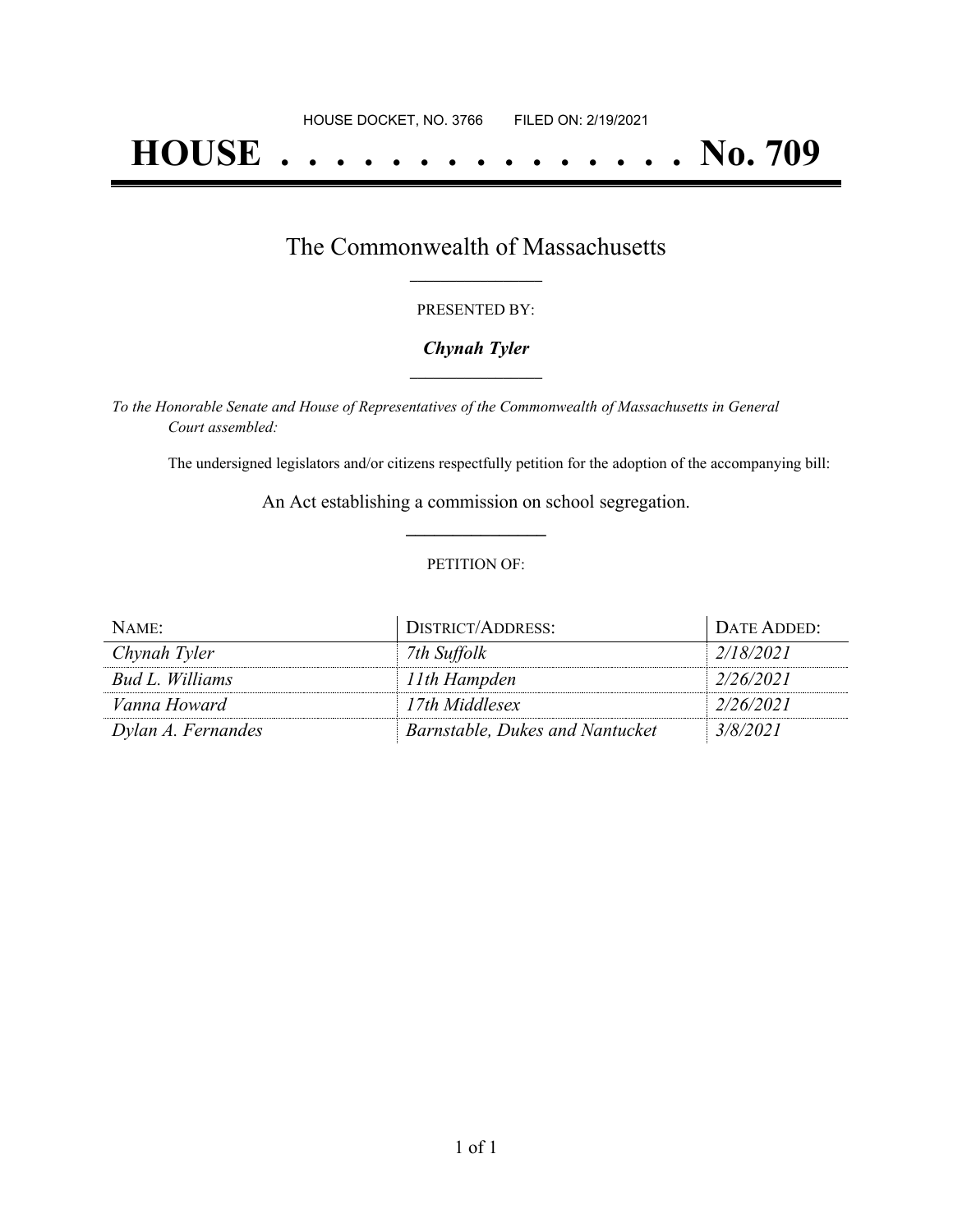HOUSE DOCKET, NO. 3766        FILED ON: 2/19/2021

# HOUSE . . . . . . . . . . . . . . . No. 709

## The Commonwealth of Massachusetts

PRESENTED BY:

***Chynah Tyler***

*To the Honorable Senate and House of Representatives of the Commonwealth of Massachusetts in General Court assembled:*

The undersigned legislators and/or citizens respectfully petition for the adoption of the accompanying bill:

An Act establishing a commission on school segregation.

PETITION OF:

| NAME: | DISTRICT/ADDRESS: | DATE ADDED: |
|---|---|---|
| *Chynah Tyler* | *7th Suffolk* | *2/18/2021* |
| *Bud L. Williams* | *11th Hampden* | *2/26/2021* |
| *Vanna Howard* | *17th Middlesex* | *2/26/2021* |
| *Dylan A. Fernandes* | *Barnstable, Dukes and Nantucket* | *3/8/2021* |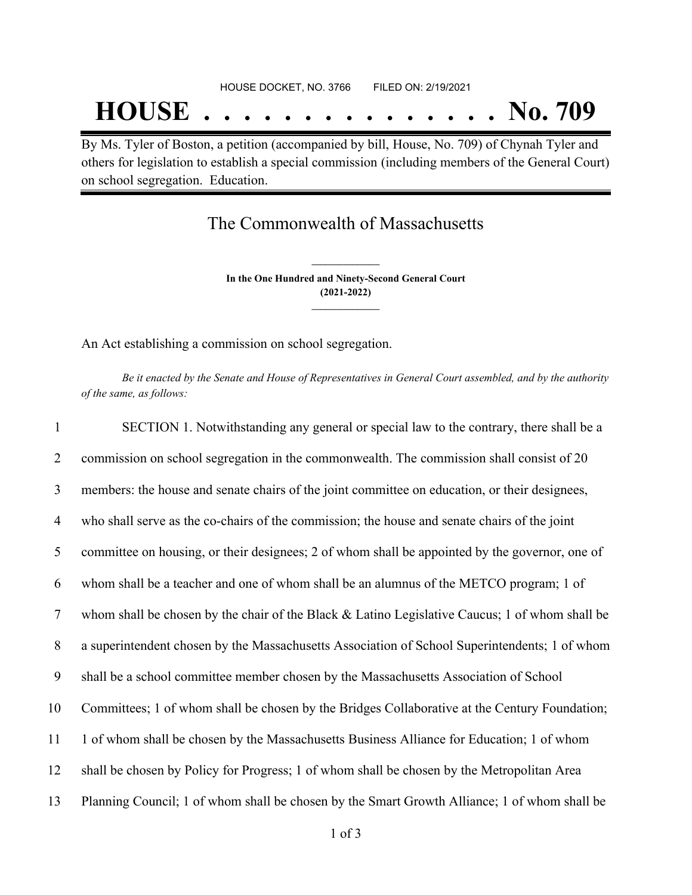HOUSE DOCKET, NO. 3766 FILED ON: 2/19/2021

# HOUSE . . . . . . . . . . . . . . . No. 709

By Ms. Tyler of Boston, a petition (accompanied by bill, House, No. 709) of Chynah Tyler and others for legislation to establish a special commission (including members of the General Court) on school segregation. Education.

## The Commonwealth of Massachusetts

**In the One Hundred and Ninety-Second General Court**
**(2021-2022)**

An Act establishing a commission on school segregation.

*Be it enacted by the Senate and House of Representatives in General Court assembled, and by the authority of the same, as follows:*

1 SECTION 1. Notwithstanding any general or special law to the contrary, there shall be a
2 commission on school segregation in the commonwealth. The commission shall consist of 20
3 members: the house and senate chairs of the joint committee on education, or their designees,
4 who shall serve as the co-chairs of the commission; the house and senate chairs of the joint
5 committee on housing, or their designees; 2 of whom shall be appointed by the governor, one of
6 whom shall be a teacher and one of whom shall be an alumnus of the METCO program; 1 of
7 whom shall be chosen by the chair of the Black & Latino Legislative Caucus; 1 of whom shall be
8 a superintendent chosen by the Massachusetts Association of School Superintendents; 1 of whom
9 shall be a school committee member chosen by the Massachusetts Association of School
10 Committees; 1 of whom shall be chosen by the Bridges Collaborative at the Century Foundation;
11 1 of whom shall be chosen by the Massachusetts Business Alliance for Education; 1 of whom
12 shall be chosen by Policy for Progress; 1 of whom shall be chosen by the Metropolitan Area
13 Planning Council; 1 of whom shall be chosen by the Smart Growth Alliance; 1 of whom shall be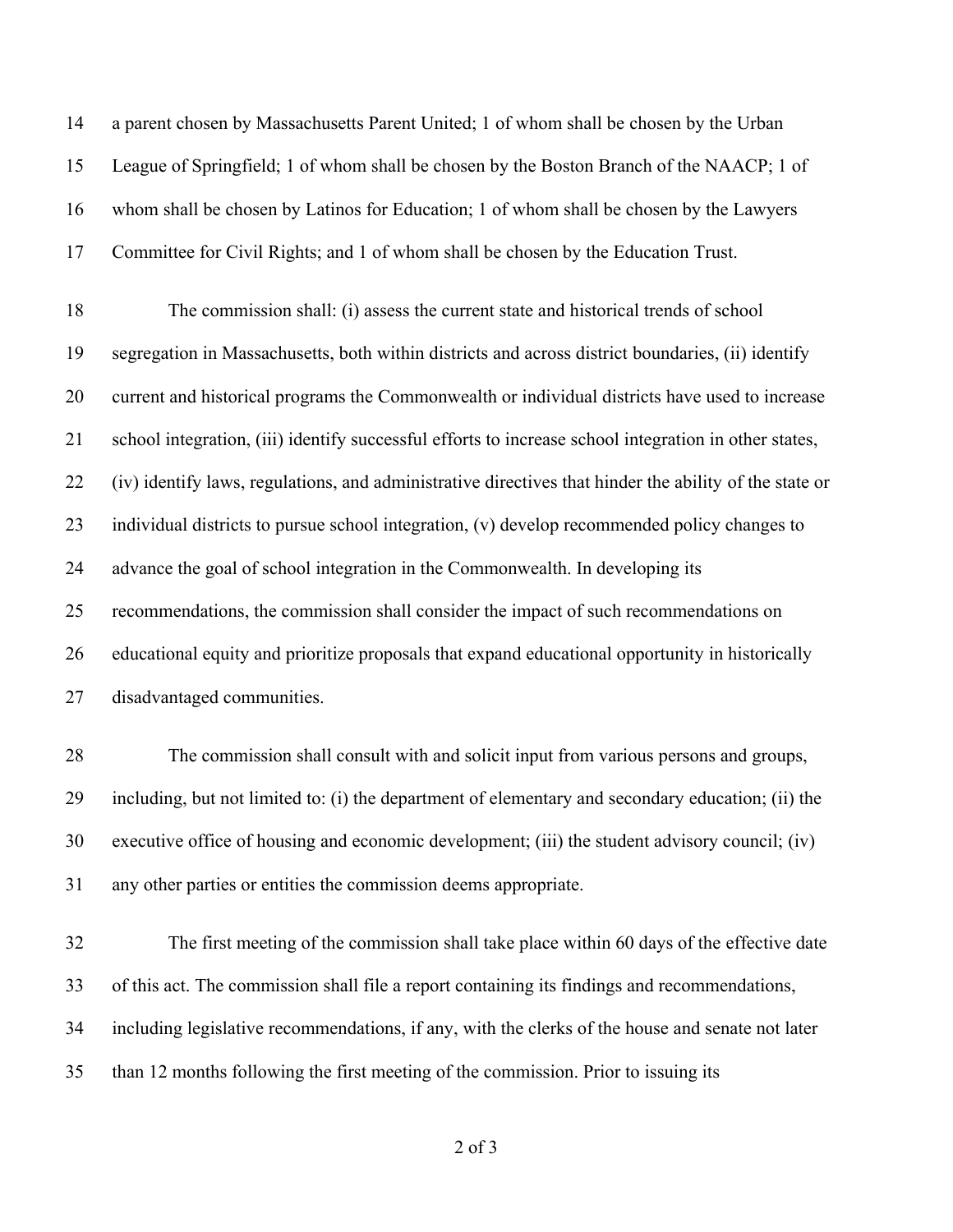a parent chosen by Massachusetts Parent United; 1 of whom shall be chosen by the Urban League of Springfield; 1 of whom shall be chosen by the Boston Branch of the NAACP; 1 of whom shall be chosen by Latinos for Education; 1 of whom shall be chosen by the Lawyers Committee for Civil Rights; and 1 of whom shall be chosen by the Education Trust.

The commission shall: (i) assess the current state and historical trends of school segregation in Massachusetts, both within districts and across district boundaries, (ii) identify current and historical programs the Commonwealth or individual districts have used to increase school integration, (iii) identify successful efforts to increase school integration in other states, (iv) identify laws, regulations, and administrative directives that hinder the ability of the state or individual districts to pursue school integration, (v) develop recommended policy changes to advance the goal of school integration in the Commonwealth. In developing its recommendations, the commission shall consider the impact of such recommendations on educational equity and prioritize proposals that expand educational opportunity in historically disadvantaged communities.

The commission shall consult with and solicit input from various persons and groups, including, but not limited to: (i) the department of elementary and secondary education; (ii) the executive office of housing and economic development; (iii) the student advisory council; (iv) any other parties or entities the commission deems appropriate.

The first meeting of the commission shall take place within 60 days of the effective date of this act. The commission shall file a report containing its findings and recommendations, including legislative recommendations, if any, with the clerks of the house and senate not later than 12 months following the first meeting of the commission. Prior to issuing its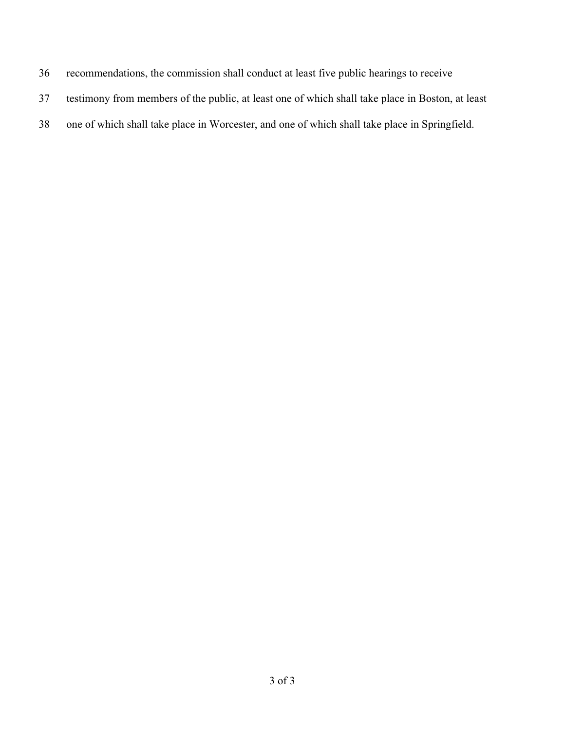36 recommendations, the commission shall conduct at least five public hearings to receive

37 testimony from members of the public, at least one of which shall take place in Boston, at least

38 one of which shall take place in Worcester, and one of which shall take place in Springfield.